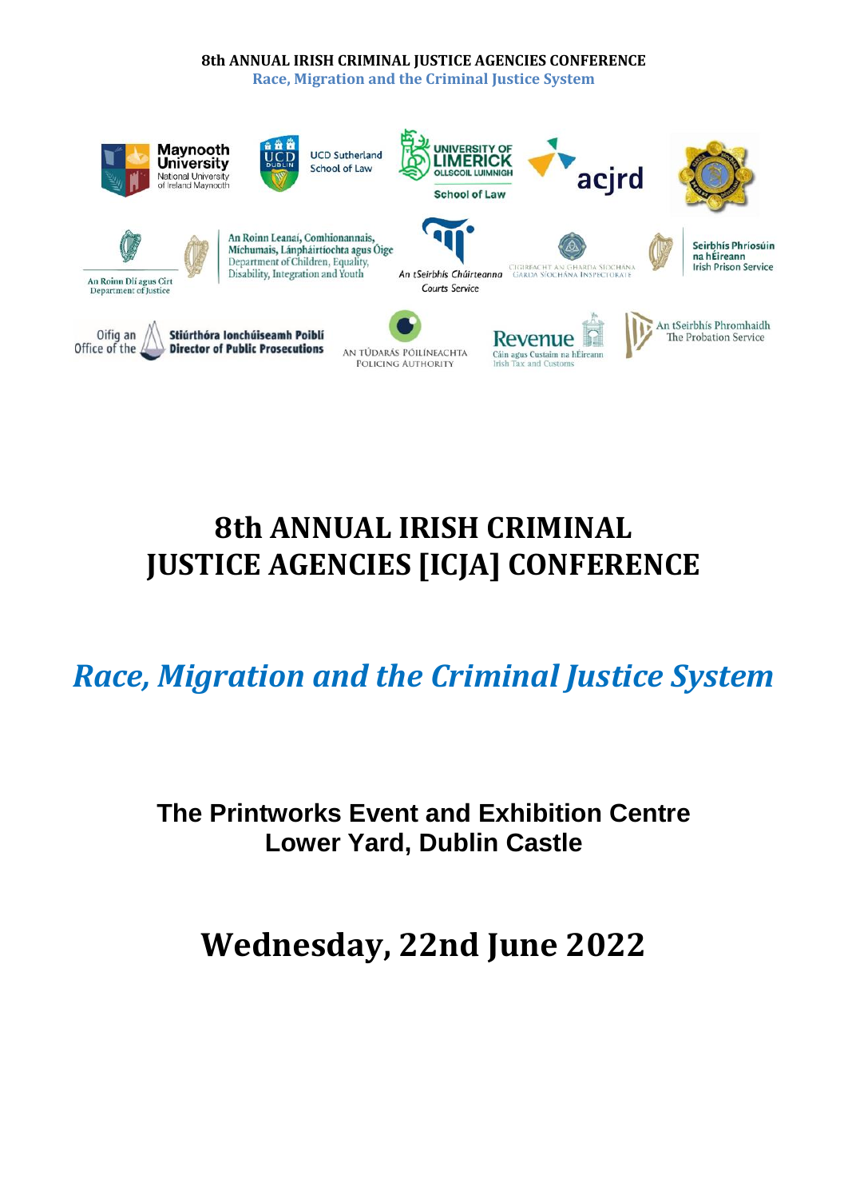**8th ANNUAL IRISH CRIMINAL JUSTICE AGENCIES CONFERENCE**
**Race, Migration and the Criminal Justice System**

Maynooth University National University of Ireland Maynooth

UCD Sutherland School of Law

University of Limerick Ollscoil Luimnigh School of Law

acjrd

An Roinn Dlí agus Cirt Department of Justice

An Roinn Leanaí, Comhionannais, Míchumais, Lánpháirtíochta agus Óige Department of Children, Equality, Disability, Integration and Youth

An tSeirbhís Chúirteanna Courts Service

Cigireacht an Gharda Síochána Garda Síochána Inspectorate

Seirbhís Phríosúin na hÉireann Irish Prison Service

Oifig an Stiúrthóra Ionchúiseamh Poiblí Office of the Director of Public Prosecutions

An Túdarás Póilíneachta Policing Authority

Revenue Cáin agus Custaim na hÉireann Irish Tax and Customs

An tSeirbhís Phromhaidh The Probation Service

# 8th ANNUAL IRISH CRIMINAL JUSTICE AGENCIES [ICJA] CONFERENCE

## *Race, Migration and the Criminal Justice System*

**The Printworks Event and Exhibition Centre**
**Lower Yard, Dublin Castle**

## Wednesday, 22nd June 2022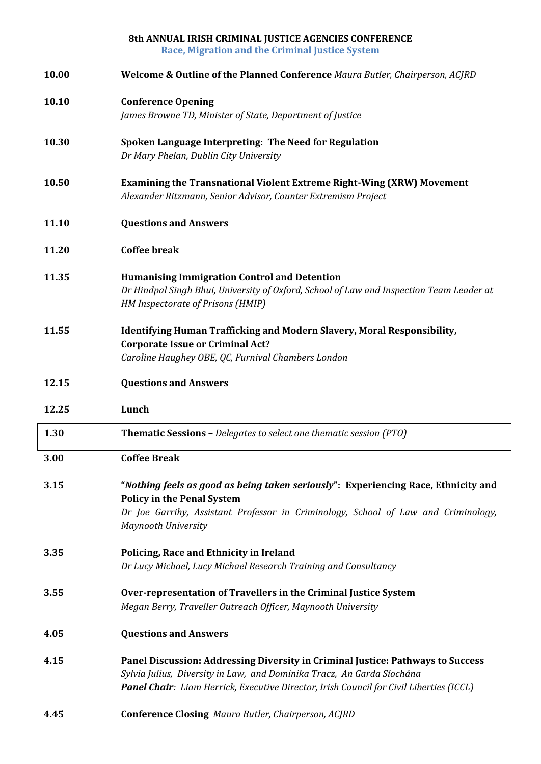**8th ANNUAL IRISH CRIMINAL JUSTICE AGENCIES CONFERENCE**

**Race, Migration and the Criminal Justice System**

| | |
|---|---|
| **10.00** | **Welcome & Outline of the Planned Conference** *Maura Butler, Chairperson, ACJRD* |
| **10.10** | **Conference Opening**<br>*James Browne TD, Minister of State, Department of Justice* |
| **10.30** | **Spoken Language Interpreting: The Need for Regulation**<br>*Dr Mary Phelan, Dublin City University* |
| **10.50** | **Examining the Transnational Violent Extreme Right-Wing (XRW) Movement**<br>*Alexander Ritzmann, Senior Advisor, Counter Extremism Project* |
| **11.10** | **Questions and Answers** |
| **11.20** | **Coffee break** |
| **11.35** | **Humanising Immigration Control and Detention**<br>*Dr Hindpal Singh Bhui, University of Oxford, School of Law and Inspection Team Leader at HM Inspectorate of Prisons (HMIP)* |
| **11.55** | **Identifying Human Trafficking and Modern Slavery, Moral Responsibility, Corporate Issue or Criminal Act?**<br>*Caroline Haughey OBE, QC, Furnival Chambers London* |
| **12.15** | **Questions and Answers** |
| **12.25** | **Lunch** |
| **1.30** | **Thematic Sessions –** *Delegates to select one thematic session (PTO)* |
| **3.00** | **Coffee Break** |
| **3.15** | **"*Nothing feels as good as being taken seriously*": Experiencing Race, Ethnicity and Policy in the Penal System**<br>*Dr Joe Garrihy, Assistant Professor in Criminology, School of Law and Criminology, Maynooth University* |
| **3.35** | **Policing, Race and Ethnicity in Ireland**<br>*Dr Lucy Michael, Lucy Michael Research Training and Consultancy* |
| **3.55** | **Over-representation of Travellers in the Criminal Justice System**<br>*Megan Berry, Traveller Outreach Officer, Maynooth University* |
| **4.05** | **Questions and Answers** |
| **4.15** | **Panel Discussion: Addressing Diversity in Criminal Justice: Pathways to Success**<br>*Sylvia Julius, Diversity in Law, and Dominika Tracz, An Garda Síochána*<br>***Panel Chair**: Liam Herrick, Executive Director, Irish Council for Civil Liberties (ICCL)* |
| **4.45** | **Conference Closing** *Maura Butler, Chairperson, ACJRD* |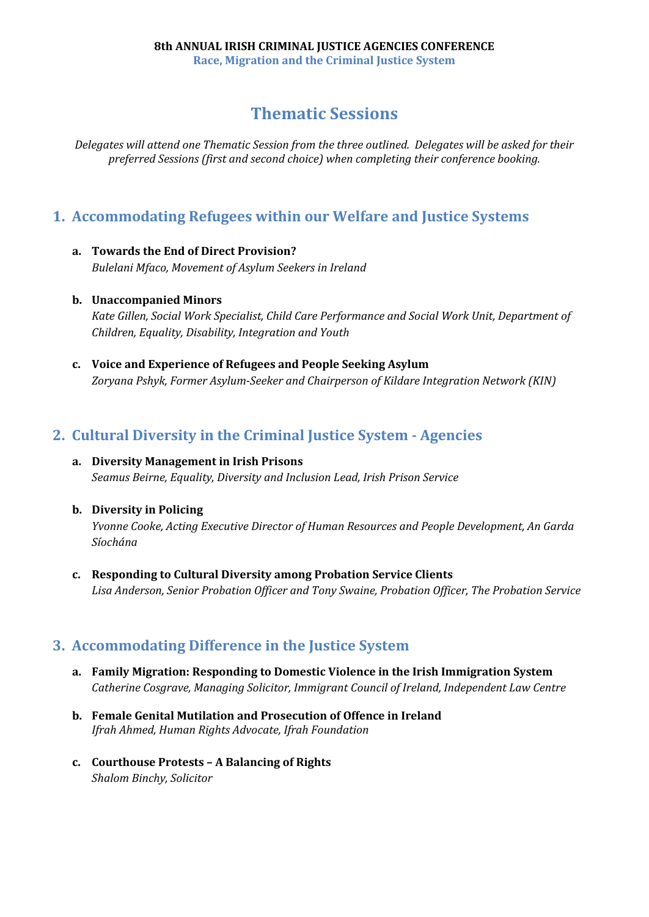**8th ANNUAL IRISH CRIMINAL JUSTICE AGENCIES CONFERENCE**
**Race, Migration and the Criminal Justice System**

# Thematic Sessions

*Delegates will attend one Thematic Session from the three outlined. Delegates will be asked for their preferred Sessions (first and second choice) when completing their conference booking.*

## 1. Accommodating Refugees within our Welfare and Justice Systems

a. **Towards the End of Direct Provision?**
   *Bulelani Mfaco, Movement of Asylum Seekers in Ireland*

b. **Unaccompanied Minors**
   *Kate Gillen, Social Work Specialist, Child Care Performance and Social Work Unit, Department of Children, Equality, Disability, Integration and Youth*

c. **Voice and Experience of Refugees and People Seeking Asylum**
   *Zoryana Pshyk, Former Asylum-Seeker and Chairperson of Kildare Integration Network (KIN)*

## 2. Cultural Diversity in the Criminal Justice System - Agencies

a. **Diversity Management in Irish Prisons**
   *Seamus Beirne, Equality, Diversity and Inclusion Lead, Irish Prison Service*

b. **Diversity in Policing**
   *Yvonne Cooke, Acting Executive Director of Human Resources and People Development, An Garda Síochána*

c. **Responding to Cultural Diversity among Probation Service Clients**
   *Lisa Anderson, Senior Probation Officer and Tony Swaine, Probation Officer, The Probation Service*

## 3. Accommodating Difference in the Justice System

a. **Family Migration: Responding to Domestic Violence in the Irish Immigration System**
   *Catherine Cosgrave, Managing Solicitor, Immigrant Council of Ireland, Independent Law Centre*

b. **Female Genital Mutilation and Prosecution of Offence in Ireland**
   *Ifrah Ahmed, Human Rights Advocate, Ifrah Foundation*

c. **Courthouse Protests – A Balancing of Rights**
   *Shalom Binchy, Solicitor*